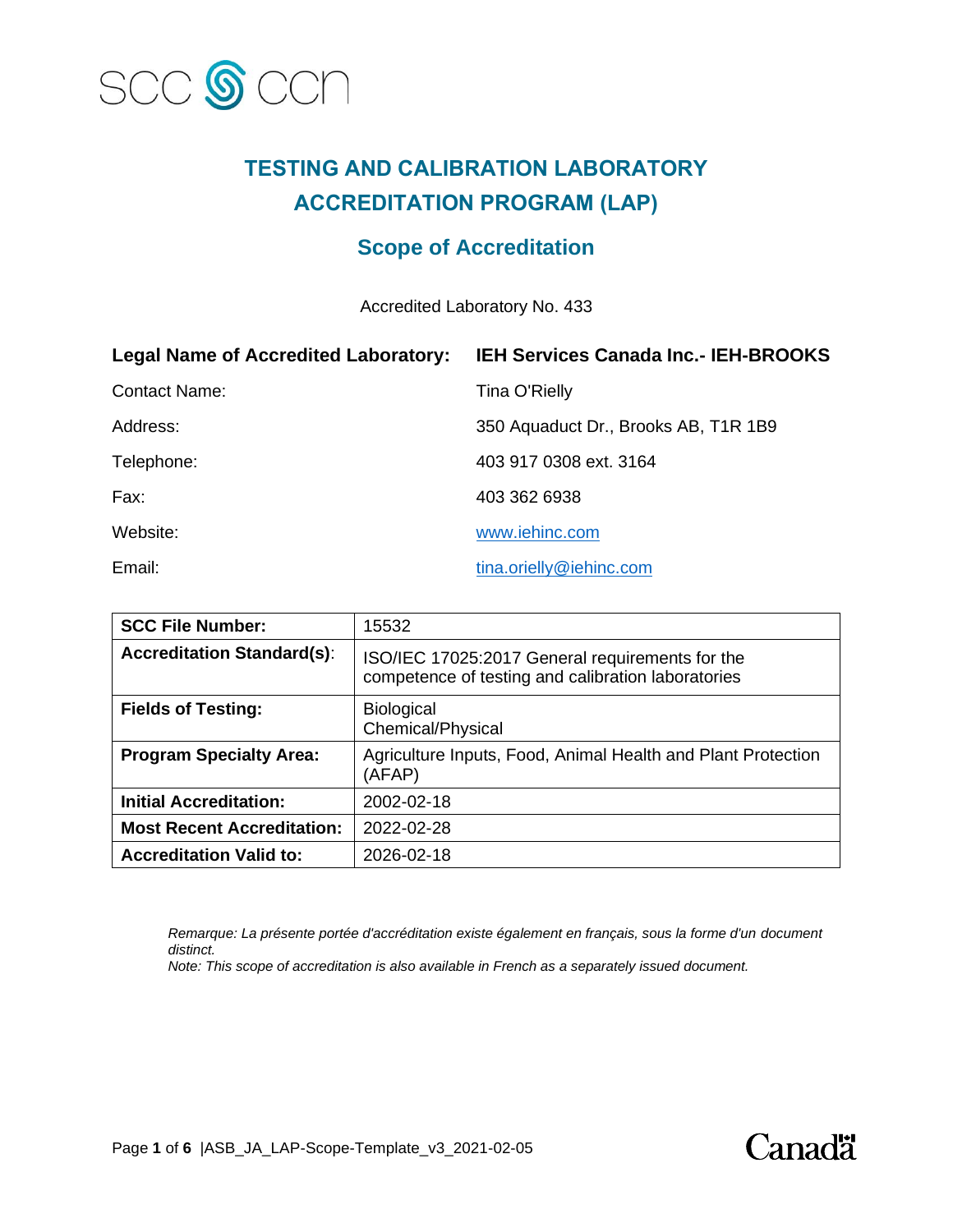# TESTING AND CALIBRATION LABORATORY ACCREDITATION PROGRAM (LAP)

## Scope of Accreditation

Accredited Laboratory No. 433

| | |
|---|---|
| **Legal Name of Accredited Laboratory:** | **IEH Services Canada Inc.- IEH-BROOKS** |
| Contact Name: | Tina O'Rielly |
| Address: | 350 Aquaduct Dr., Brooks AB, T1R 1B9 |
| Telephone: | 403 917 0308 ext. 3164 |
| Fax: | 403 362 6938 |
| Website: | www.iehinc.com |
| Email: | tina.orielly@iehinc.com |

| | |
|---|---|
| **SCC File Number:** | 15532 |
| **Accreditation Standard(s)**: | ISO/IEC 17025:2017 General requirements for the competence of testing and calibration laboratories |
| **Fields of Testing:** | Biological<br>Chemical/Physical |
| **Program Specialty Area:** | Agriculture Inputs, Food, Animal Health and Plant Protection (AFAP) |
| **Initial Accreditation:** | 2002-02-18 |
| **Most Recent Accreditation:** | 2022-02-28 |
| **Accreditation Valid to:** | 2026-02-18 |

*Remarque: La présente portée d'accréditation existe également en français, sous la forme d'un document distinct.*
*Note: This scope of accreditation is also available in French as a separately issued document.*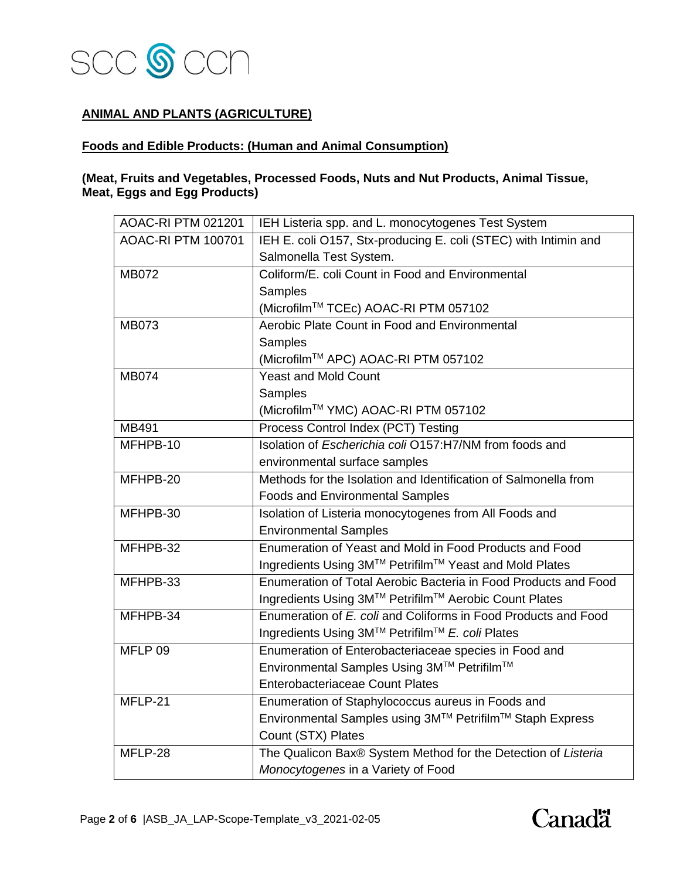**ANIMAL AND PLANTS (AGRICULTURE)**

**Foods and Edible Products: (Human and Animal Consumption)**

**(Meat, Fruits and Vegetables, Processed Foods, Nuts and Nut Products, Animal Tissue, Meat, Eggs and Egg Products)**

| | |
|---|---|
| AOAC-RI PTM 021201 | IEH Listeria spp. and L. monocytogenes Test System |
| AOAC-RI PTM 100701 | IEH E. coli O157, Stx-producing E. coli (STEC) with Intimin and Salmonella Test System. |
| MB072 | Coliform/E. coli Count in Food and Environmental Samples (Microfilm™ TCEc) AOAC-RI PTM 057102 |
| MB073 | Aerobic Plate Count in Food and Environmental Samples (Microfilm™ APC) AOAC-RI PTM 057102 |
| MB074 | Yeast and Mold Count Samples (Microfilm™ YMC) AOAC-RI PTM 057102 |
| MB491 | Process Control Index (PCT) Testing |
| MFHPB-10 | Isolation of *Escherichia coli* O157:H7/NM from foods and environmental surface samples |
| MFHPB-20 | Methods for the Isolation and Identification of Salmonella from Foods and Environmental Samples |
| MFHPB-30 | Isolation of Listeria monocytogenes from All Foods and Environmental Samples |
| MFHPB-32 | Enumeration of Yeast and Mold in Food Products and Food Ingredients Using 3M™ Petrifilm™ Yeast and Mold Plates |
| MFHPB-33 | Enumeration of Total Aerobic Bacteria in Food Products and Food Ingredients Using 3M™ Petrifilm™ Aerobic Count Plates |
| MFHPB-34 | Enumeration of *E. coli* and Coliforms in Food Products and Food Ingredients Using 3M™ Petrifilm™ *E. coli* Plates |
| MFLP 09 | Enumeration of Enterobacteriaceae species in Food and Environmental Samples Using 3M™ Petrifilm™ Enterobacteriaceae Count Plates |
| MFLP-21 | Enumeration of Staphylococcus aureus in Foods and Environmental Samples using 3M™ Petrifilm™ Staph Express Count (STX) Plates |
| MFLP-28 | The Qualicon Bax® System Method for the Detection of *Listeria Monocytogenes* in a Variety of Food |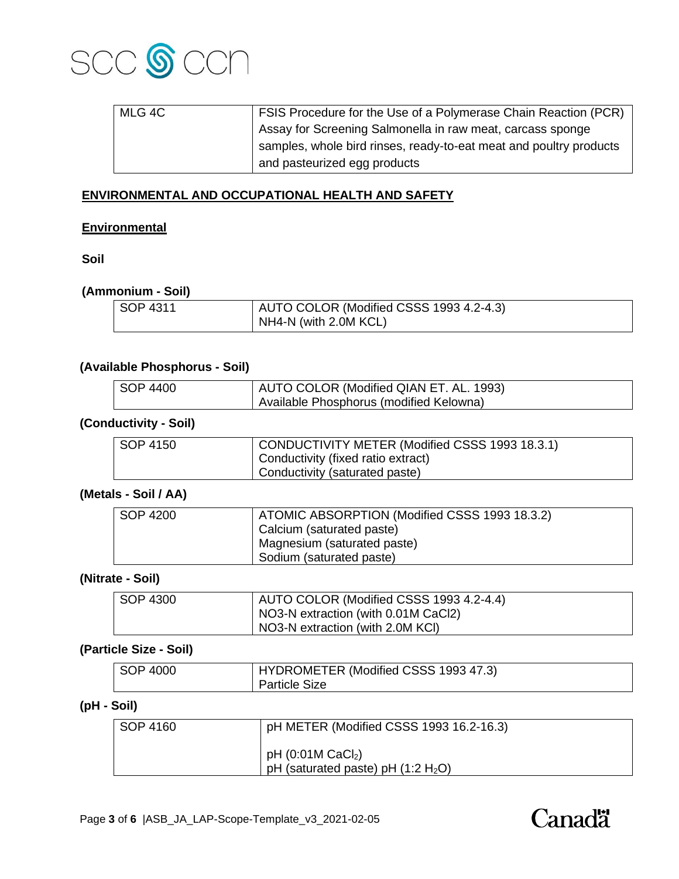| MLG 4C | FSIS Procedure for the Use of a Polymerase Chain Reaction (PCR) Assay for Screening Salmonella in raw meat, carcass sponge samples, whole bird rinses, ready-to-eat meat and poultry products and pasteurized egg products |
|---|---|

## ENVIRONMENTAL AND OCCUPATIONAL HEALTH AND SAFETY

### Environmental

**Soil**

**(Ammonium - Soil)**

| SOP 4311 | AUTO COLOR (Modified CSSS 1993 4.2-4.3)<br>NH4-N (with 2.0M KCL) |
|---|---|

**(Available Phosphorus - Soil)**

| SOP 4400 | AUTO COLOR (Modified QIAN ET. AL. 1993)<br>Available Phosphorus (modified Kelowna) |
|---|---|

**(Conductivity - Soil)**

| SOP 4150 | CONDUCTIVITY METER (Modified CSSS 1993 18.3.1)<br>Conductivity (fixed ratio extract)<br>Conductivity (saturated paste) |
|---|---|

**(Metals - Soil / AA)**

| SOP 4200 | ATOMIC ABSORPTION (Modified CSSS 1993 18.3.2)<br>Calcium (saturated paste)<br>Magnesium (saturated paste)<br>Sodium (saturated paste) |
|---|---|

**(Nitrate - Soil)**

| SOP 4300 | AUTO COLOR (Modified CSSS 1993 4.2-4.4)<br>NO3-N extraction (with 0.01M CaCl2)<br>NO3-N extraction (with 2.0M KCl) |
|---|---|

**(Particle Size - Soil)**

| SOP 4000 | HYDROMETER (Modified CSSS 1993 47.3)<br>Particle Size |
|---|---|

**(pH - Soil)**

| SOP 4160 | pH METER (Modified CSSS 1993 16.2-16.3)<br><br>pH (0:01M $CaCl_2$)<br>pH (saturated paste) pH (1:2 $H_2O$) |
|---|---|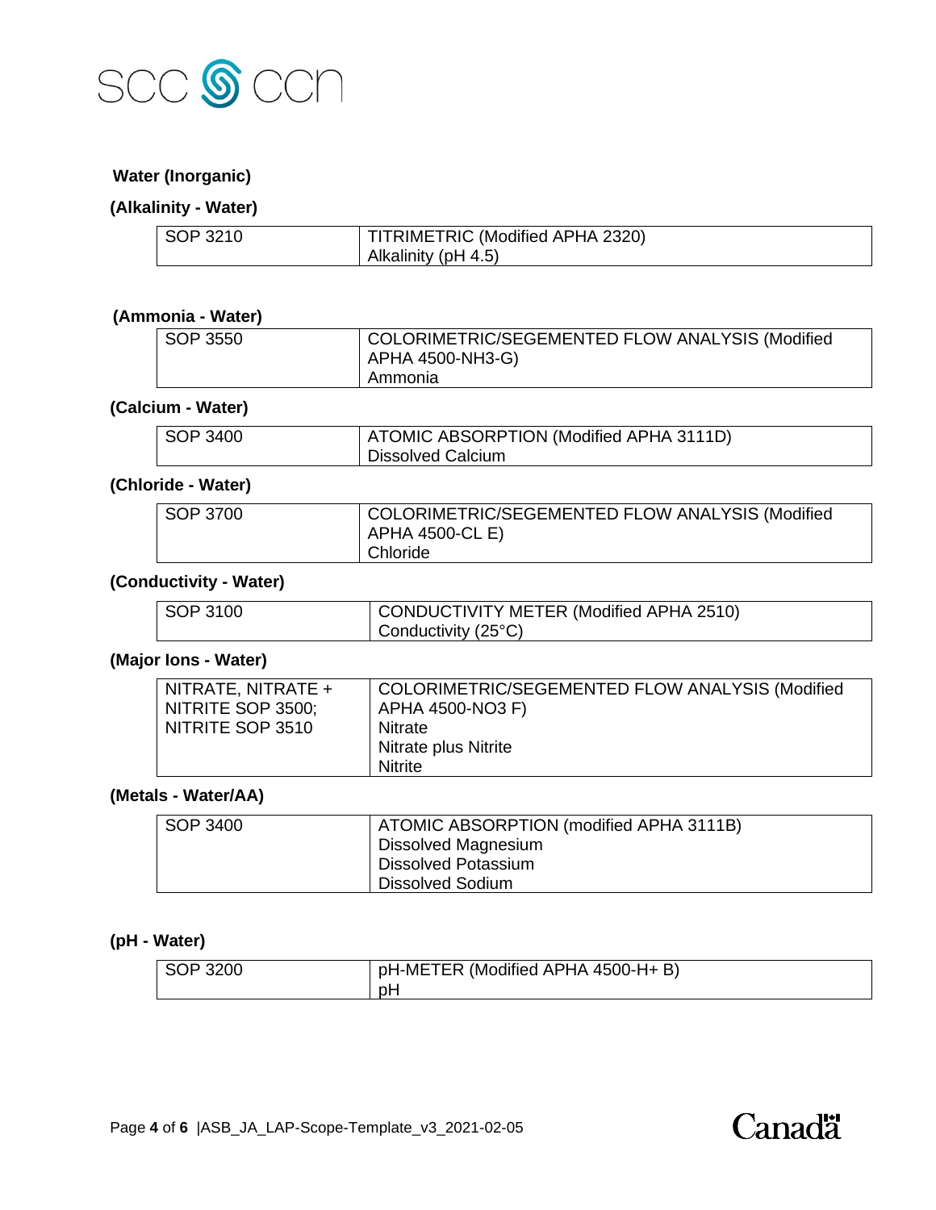### Water (Inorganic)

#### (Alkalinity - Water)

| | |
|---|---|
| SOP 3210 | TITRIMETRIC (Modified APHA 2320)<br>Alkalinity (pH 4.5) |

#### (Ammonia - Water)

| | |
|---|---|
| SOP 3550 | COLORIMETRIC/SEGEMENTED FLOW ANALYSIS (Modified APHA 4500-NH3-G)<br>Ammonia |

#### (Calcium - Water)

| | |
|---|---|
| SOP 3400 | ATOMIC ABSORPTION (Modified APHA 3111D)<br>Dissolved Calcium |

#### (Chloride - Water)

| | |
|---|---|
| SOP 3700 | COLORIMETRIC/SEGEMENTED FLOW ANALYSIS (Modified APHA 4500-CL E)<br>Chloride |

#### (Conductivity - Water)

| | |
|---|---|
| SOP 3100 | CONDUCTIVITY METER (Modified APHA 2510)<br>Conductivity (25°C) |

#### (Major Ions - Water)

| | |
|---|---|
| NITRATE, NITRATE + NITRITE SOP 3500;<br>NITRITE SOP 3510 | COLORIMETRIC/SEGEMENTED FLOW ANALYSIS (Modified APHA 4500-NO3 F)<br>Nitrate<br>Nitrate plus Nitrite<br>Nitrite |

#### (Metals - Water/AA)

| | |
|---|---|
| SOP 3400 | ATOMIC ABSORPTION (modified APHA 3111B)<br>Dissolved Magnesium<br>Dissolved Potassium<br>Dissolved Sodium |

#### (pH - Water)

| | |
|---|---|
| SOP 3200 | pH-METER (Modified APHA 4500-H+ B)<br>pH |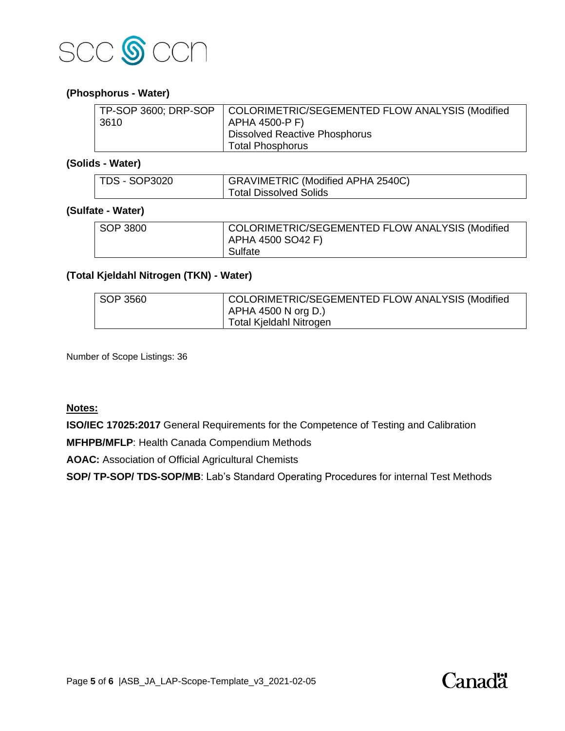**(Phosphorus - Water)**

| | |
|---|---|
| TP-SOP 3600; DRP-SOP 3610 | COLORIMETRIC/SEGEMENTED FLOW ANALYSIS (Modified APHA 4500-P F)<br>Dissolved Reactive Phosphorus<br>Total Phosphorus |

**(Solids - Water)**

| | |
|---|---|
| TDS - SOP3020 | GRAVIMETRIC (Modified APHA 2540C)<br>Total Dissolved Solids |

**(Sulfate - Water)**

| | |
|---|---|
| SOP 3800 | COLORIMETRIC/SEGEMENTED FLOW ANALYSIS (Modified APHA 4500 SO42 F)<br>Sulfate |

**(Total Kjeldahl Nitrogen (TKN) - Water)**

| | |
|---|---|
| SOP 3560 | COLORIMETRIC/SEGEMENTED FLOW ANALYSIS (Modified APHA 4500 N org D.)<br>Total Kjeldahl Nitrogen |

Number of Scope Listings: 36

**Notes:**

**ISO/IEC 17025:2017** General Requirements for the Competence of Testing and Calibration

**MFHPB/MFLP**: Health Canada Compendium Methods

**AOAC:** Association of Official Agricultural Chemists

**SOP/ TP-SOP/ TDS-SOP/MB**: Lab's Standard Operating Procedures for internal Test Methods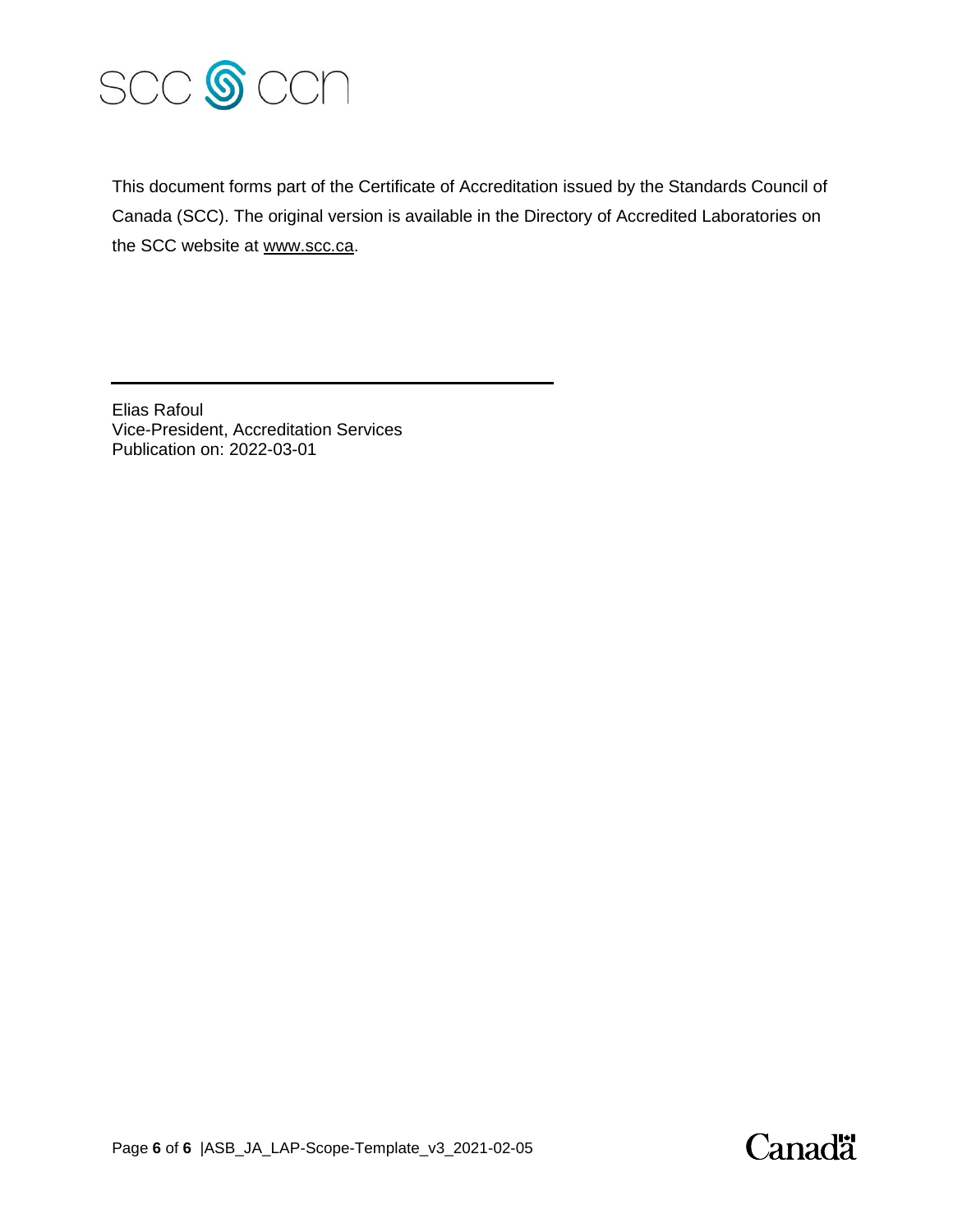This document forms part of the Certificate of Accreditation issued by the Standards Council of Canada (SCC). The original version is available in the Directory of Accredited Laboratories on the SCC website at www.scc.ca.

---

Elias Rafoul
Vice-President, Accreditation Services
Publication on: 2022-03-01